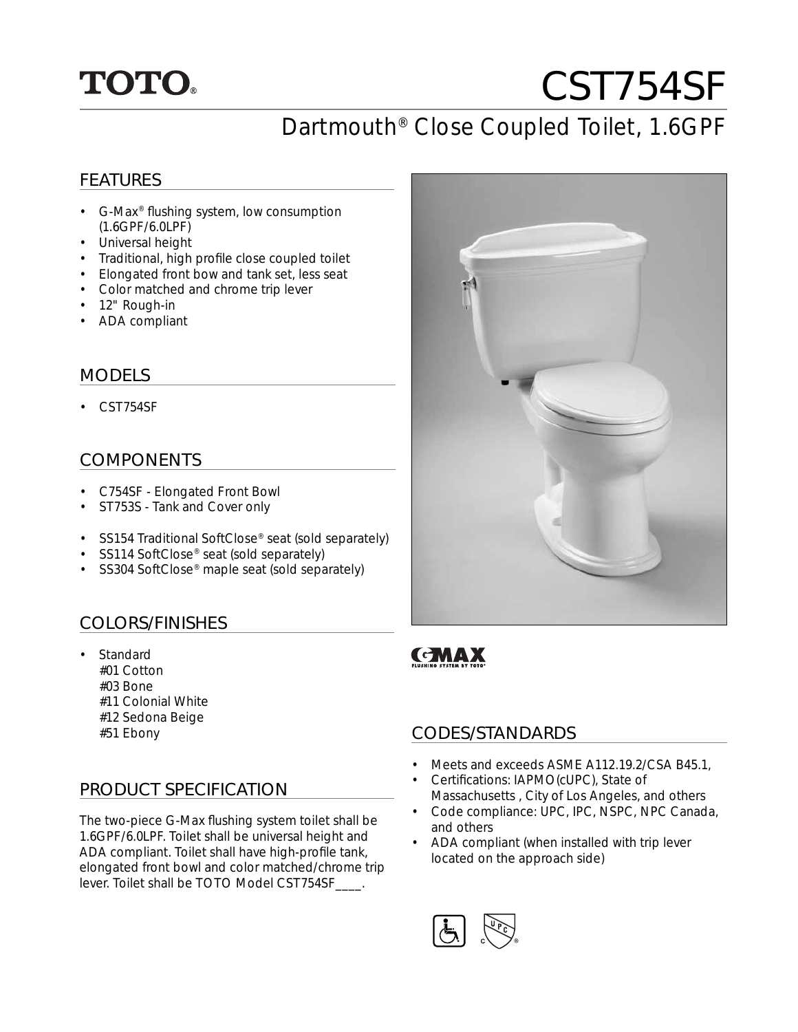TOTO®

# CST754SF

## Dartmouth® Close Coupled Toilet, 1.6GPF

### FEATURES

- G-Max® flushing system, low consumption (1.6GPF/6.0LPF)
- Universal height
- Traditional, high profile close coupled toilet
- Elongated front bow and tank set, less seat
- Color matched and chrome trip lever
- 12" Rough-in
- ADA compliant

### MODELS

- CST754SF

### COMPONENTS

- C754SF - Elongated Front Bowl
- ST753S - Tank and Cover only

- SS154 Traditional SoftClose® seat (sold separately)
- SS114 SoftClose® seat (sold separately)
- SS304 SoftClose® maple seat (sold separately)

### COLORS/FINISHES

- Standard
  #01 Cotton
  #03 Bone
  #11 Colonial White
  #12 Sedona Beige
  #51 Ebony

### PRODUCT SPECIFICATION

The two-piece G-Max flushing system toilet shall be 1.6GPF/6.0LPF. Toilet shall be universal height and ADA compliant. Toilet shall have high-profile tank, elongated front bowl and color matched/chrome trip lever. Toilet shall be TOTO Model CST754SF____.

G-MAX FLUSHING SYSTEM BY TOTO®

### CODES/STANDARDS

- Meets and exceeds ASME A112.19.2/CSA B45.1,
- Certifications: IAPMO(cUPC), State of Massachusetts , City of Los Angeles, and others
- Code compliance: UPC, IPC, NSPC, NPC Canada, and others
- ADA compliant (when installed with trip lever located on the approach side)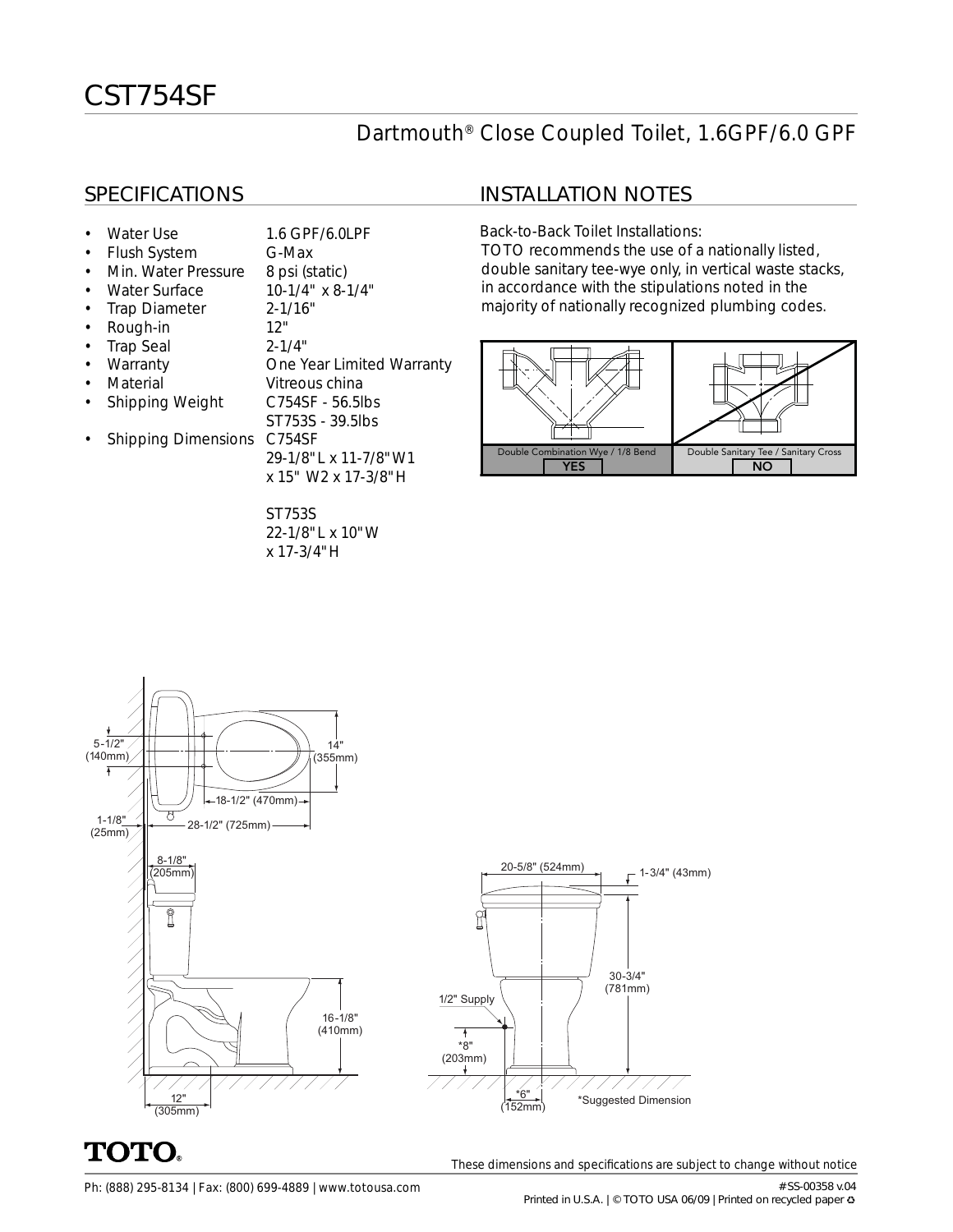# CST754SF

## Dartmouth® Close Coupled Toilet, 1.6GPF/6.0 GPF

## SPECIFICATIONS

- Water Use 1.6 GPF/6.0LPF
- Flush System G-Max
- Min. Water Pressure 8 psi (static)
- Water Surface 10-1/4" x 8-1/4"
- Trap Diameter 2-1/16"
- Rough-in 12"
- Trap Seal 2-1/4"
- Warranty One Year Limited Warranty
- Material Vitreous china
- Shipping Weight C754SF - 56.5lbs
  ST753S - 39.5lbs
- Shipping Dimensions C754SF
  29-1/8"L x 11-7/8"W1
  x 15" W2 x 17-3/8"H

  ST753S
  22-1/8"L x 10"W
  x 17-3/4"H

## INSTALLATION NOTES

Back-to-Back Toilet Installations:
TOTO recommends the use of a nationally listed, double sanitary tee-wye only, in vertical waste stacks, in accordance with the stipulations noted in the majority of nationally recognized plumbing codes.

Double Combination Wye / 1/8 Bend
YES

Double Sanitary Tee / Sanitary Cross
NO

5-1/2" (140mm)
14" (355mm)
18-1/2" (470mm)
1-1/8" (25mm)
28-1/2" (725mm)
8-1/8" (205mm)
16-1/8" (410mm)
12" (305mm)
20-5/8" (524mm)
1-3/4" (43mm)
30-3/4" (781mm)
1/2" Supply
*8" (203mm)
*6" (152mm)
*Suggested Dimension

TOTO®

These dimensions and specifications are subject to change without notice

Ph: (888) 295-8134 | Fax: (800) 699-4889 | www.totousa.com

#SS-00358 v.04
Printed in U.S.A. | © TOTO USA 06/09 | Printed on recycled paper ♻